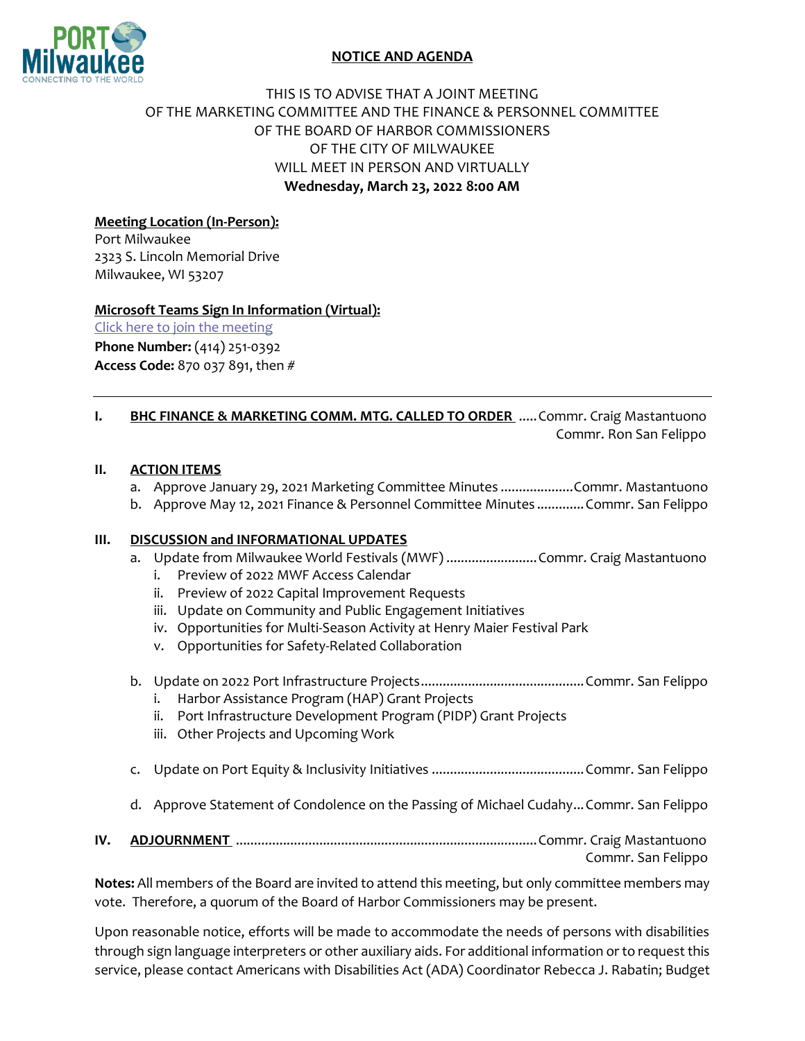# NOTICE AND AGENDA

THIS IS TO ADVISE THAT A JOINT MEETING
OF THE MARKETING COMMITTEE AND THE FINANCE & PERSONNEL COMMITTEE
OF THE BOARD OF HARBOR COMMISSIONERS
OF THE CITY OF MILWAUKEE
WILL MEET IN PERSON AND VIRTUALLY
**Wednesday, March 23, 2022 8:00 AM**

**Meeting Location (In-Person):**
Port Milwaukee
2323 S. Lincoln Memorial Drive
Milwaukee, WI 53207

**Microsoft Teams Sign In Information (Virtual):**
Click here to join the meeting
**Phone Number:** (414) 251-0392
**Access Code:** 870 037 891, then #

---

**I. BHC FINANCE & MARKETING COMM. MTG. CALLED TO ORDER** ..... Commr. Craig Mastantuono
Commr. Ron San Felippo

**II. ACTION ITEMS**

a. Approve January 29, 2021 Marketing Committee Minutes .................... Commr. Mastantuono
b. Approve May 12, 2021 Finance & Personnel Committee Minutes ............ Commr. San Felippo

**III. DISCUSSION and INFORMATIONAL UPDATES**

a. Update from Milwaukee World Festivals (MWF) ......................... Commr. Craig Mastantuono
   i. Preview of 2022 MWF Access Calendar
   ii. Preview of 2022 Capital Improvement Requests
   iii. Update on Community and Public Engagement Initiatives
   iv. Opportunities for Multi-Season Activity at Henry Maier Festival Park
   v. Opportunities for Safety-Related Collaboration

b. Update on 2022 Port Infrastructure Projects ............................................ Commr. San Felippo
   i. Harbor Assistance Program (HAP) Grant Projects
   ii. Port Infrastructure Development Program (PIDP) Grant Projects
   iii. Other Projects and Upcoming Work

c. Update on Port Equity & Inclusivity Initiatives ......................................... Commr. San Felippo

d. Approve Statement of Condolence on the Passing of Michael Cudahy ... Commr. San Felippo

**IV. ADJOURNMENT** .................................................................................. Commr. Craig Mastantuono
Commr. San Felippo

**Notes:** All members of the Board are invited to attend this meeting, but only committee members may vote. Therefore, a quorum of the Board of Harbor Commissioners may be present.

Upon reasonable notice, efforts will be made to accommodate the needs of persons with disabilities through sign language interpreters or other auxiliary aids. For additional information or to request this service, please contact Americans with Disabilities Act (ADA) Coordinator Rebecca J. Rabatin; Budget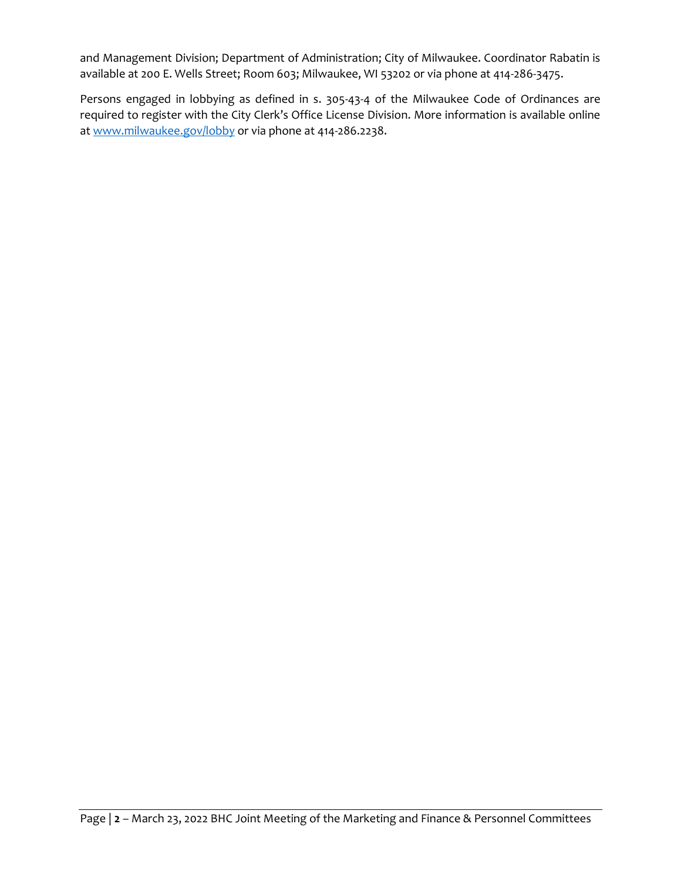and Management Division; Department of Administration; City of Milwaukee. Coordinator Rabatin is available at 200 E. Wells Street; Room 603; Milwaukee, WI 53202 or via phone at 414-286-3475.

Persons engaged in lobbying as defined in s. 305-43-4 of the Milwaukee Code of Ordinances are required to register with the City Clerk's Office License Division. More information is available online at [www.milwaukee.gov/lobby](http://www.milwaukee.gov/lobby) or via phone at 414-286.2238.